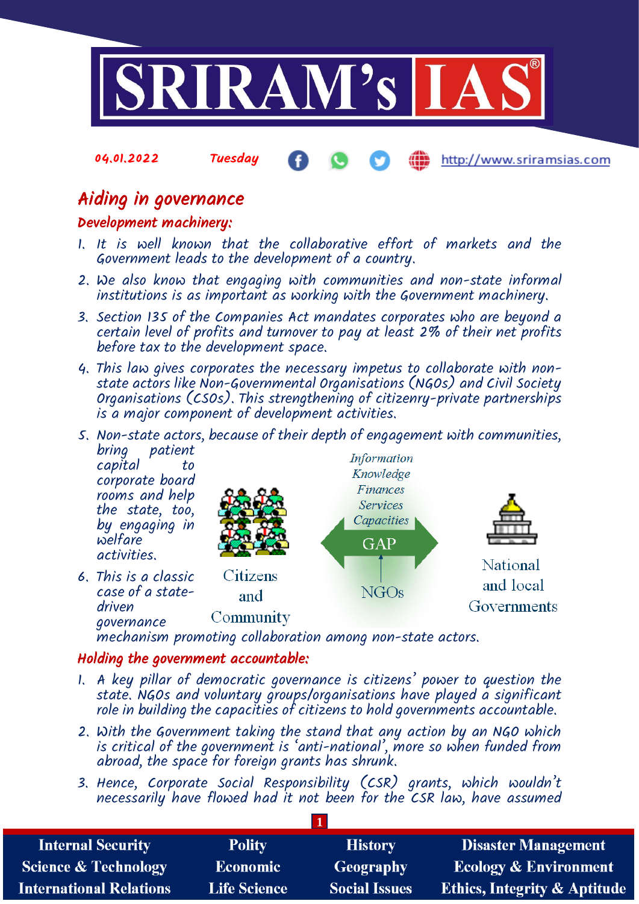04.01.2022 Tuesday http://www.sriramsias.com

# Aiding in governance

## Development machinery:

1. It is well known that the collaborative effort of markets and the Government leads to the development of a country.
2. We also know that engaging with communities and non-state informal institutions is as important as working with the Government machinery.
3. Section 135 of the Companies Act mandates corporates who are beyond a certain level of profits and turnover to pay at least 2% of their net profits before tax to the development space.
4. This law gives corporates the necessary impetus to collaborate with non-state actors like Non-Governmental Organisations (NGOs) and Civil Society Organisations (CSOs). This strengthening of citizenry-private partnerships is a major component of development activities.
5. Non-state actors, because of their depth of engagement with communities, bring patient capital to corporate board rooms and help the state, too, by engaging in welfare activities.
6. This is a classic case of a state-driven governance mechanism promoting collaboration among non-state actors.

Citizens and Community — Information, Knowledge, Finances, Services, Capacities — GAP — NGOs — National and local Governments

## Holding the government accountable:

1. A key pillar of democratic governance is citizens' power to question the state. NGOs and voluntary groups/organisations have played a significant role in building the capacities of citizens to hold governments accountable.
2. With the Government taking the stand that any action by an NGO which is critical of the government is 'anti-national', more so when funded from abroad, the space for foreign grants has shrunk.
3. Hence, Corporate Social Responsibility (CSR) grants, which wouldn't necessarily have flowed had it not been for the CSR law, have assumed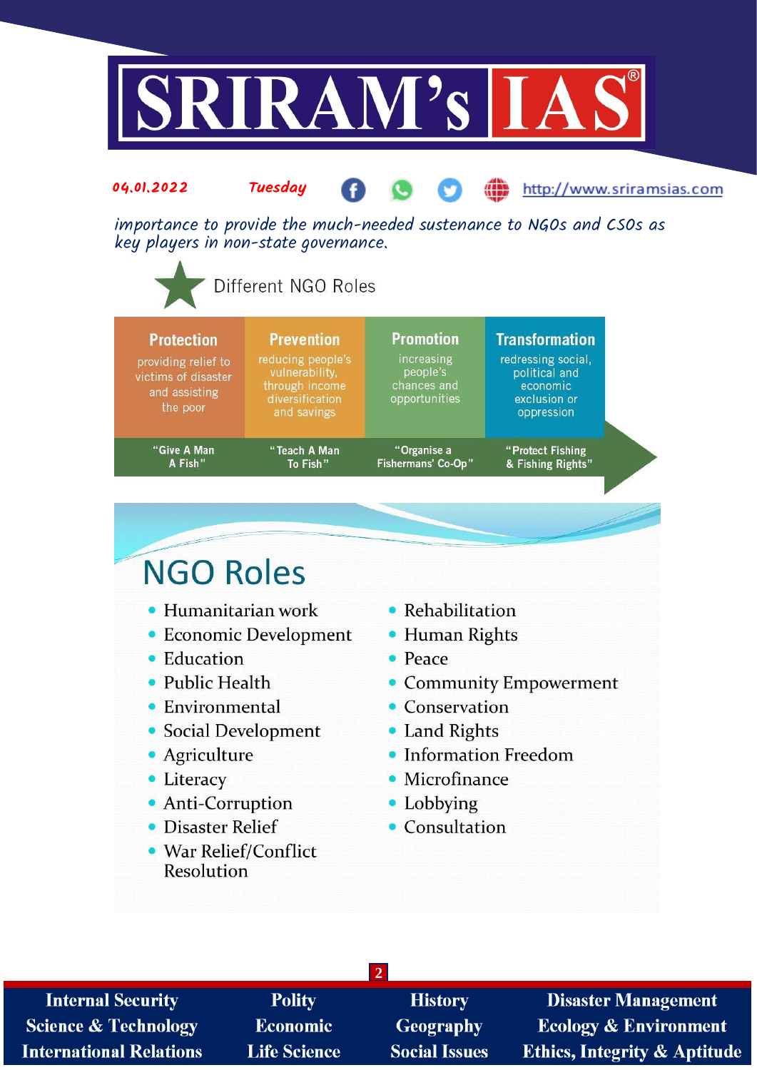importance to provide the much-needed sustenance to NGOs and CSOs as key players in non-state governance.

## Different NGO Roles

| Protection | Prevention | Promotion | Transformation |
|---|---|---|---|
| providing relief to victims of disaster and assisting the poor | reducing people's vulnerability, through income diversification and savings | increasing people's chances and opportunities | redressing social, political and economic exclusion or oppression |
| "Give A Man A Fish" | "Teach A Man To Fish" | "Organise a Fishermans' Co-Op" | "Protect Fishing & Fishing Rights" |

## NGO Roles

- Humanitarian work
- Economic Development
- Education
- Public Health
- Environmental
- Social Development
- Agriculture
- Literacy
- Anti-Corruption
- Disaster Relief
- War Relief/Conflict Resolution
- Rehabilitation
- Human Rights
- Peace
- Community Empowerment
- Conservation
- Land Rights
- Information Freedom
- Microfinance
- Lobbying
- Consultation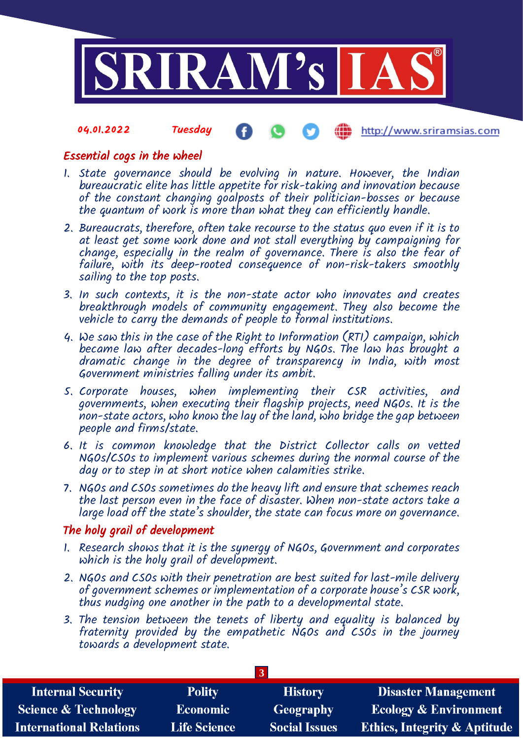## Essential cogs in the wheel

1. State governance should be evolving in nature. However, the Indian bureaucratic elite has little appetite for risk-taking and innovation because of the constant changing goalposts of their politician-bosses or because the quantum of work is more than what they can efficiently handle.
2. Bureaucrats, therefore, often take recourse to the status quo even if it is to at least get some work done and not stall everything by campaigning for change, especially in the realm of governance. There is also the fear of failure, with its deep-rooted consequence of non-risk-takers smoothly sailing to the top posts.
3. In such contexts, it is the non-state actor who innovates and creates breakthrough models of community engagement. They also become the vehicle to carry the demands of people to formal institutions.
4. We saw this in the case of the Right to Information (RTI) campaign, which became law after decades-long efforts by NGOs. The law has brought a dramatic change in the degree of transparency in India, with most Government ministries falling under its ambit.
5. Corporate houses, when implementing their CSR activities, and governments, when executing their flagship projects, need NGOs. It is the non-state actors, who know the lay of the land, who bridge the gap between people and firms/state.
6. It is common knowledge that the District Collector calls on vetted NGOs/CSOs to implement various schemes during the normal course of the day or to step in at short notice when calamities strike.
7. NGOs and CSOs sometimes do the heavy lift and ensure that schemes reach the last person even in the face of disaster. When non-state actors take a large load off the state's shoulder, the state can focus more on governance.

## The holy grail of development

1. Research shows that it is the synergy of NGOs, Government and corporates which is the holy grail of development.
2. NGOs and CSOs with their penetration are best suited for last-mile delivery of government schemes or implementation of a corporate house's CSR work, thus nudging one another in the path to a developmental state.
3. The tension between the tenets of liberty and equality is balanced by fraternity provided by the empathetic NGOs and CSOs in the journey towards a development state.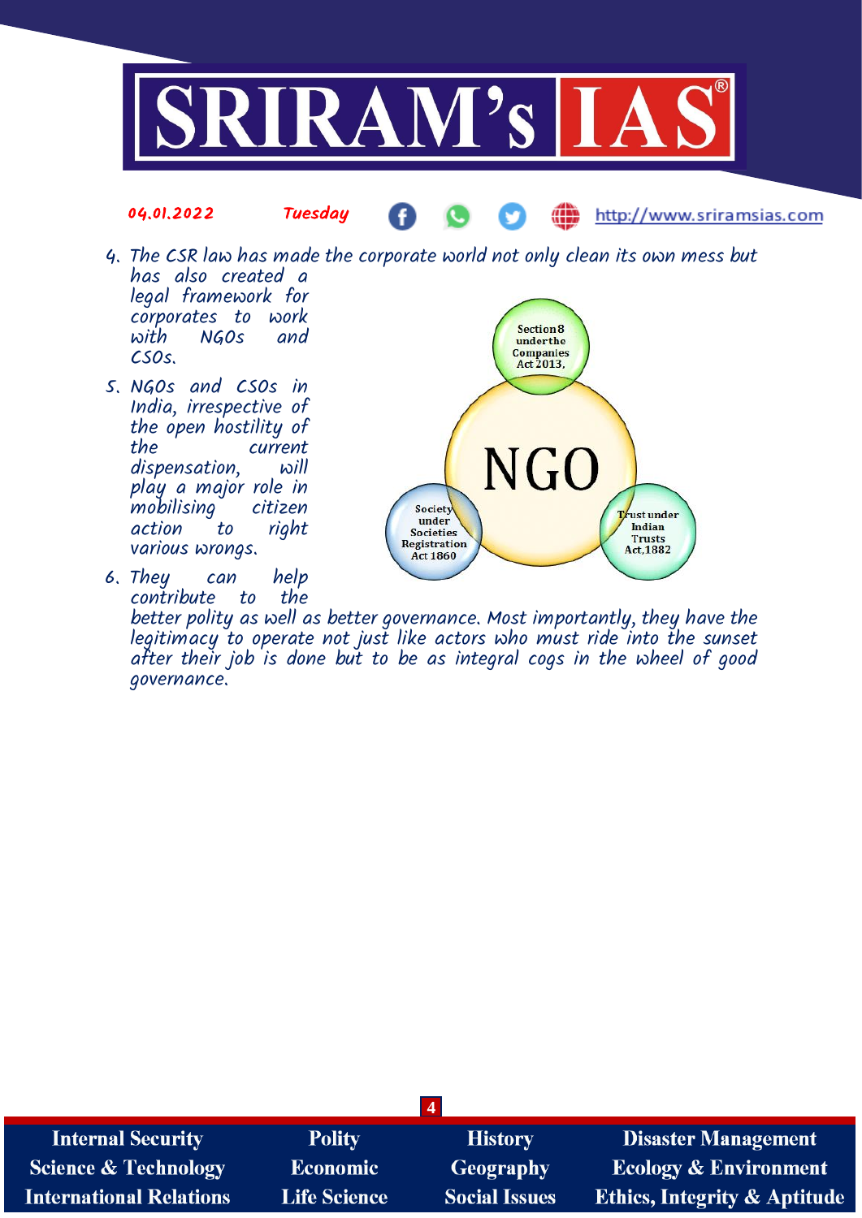4. The CSR law has made the corporate world not only clean its own mess but has also created a legal framework for corporates to work with NGOs and CSOs.
5. NGOs and CSOs in India, irrespective of the open hostility of the current dispensation, will play a major role in mobilising citizen action to right various wrongs.
6. They can help contribute to the better polity as well as better governance. Most importantly, they have the legitimacy to operate not just like actors who must ride into the sunset after their job is done but to be as integral cogs in the wheel of good governance.

NGO

Section 8 under the Companies Act 2013.

Society under Societies Registration Act 1860

Trust under Indian Trusts Act, 1882